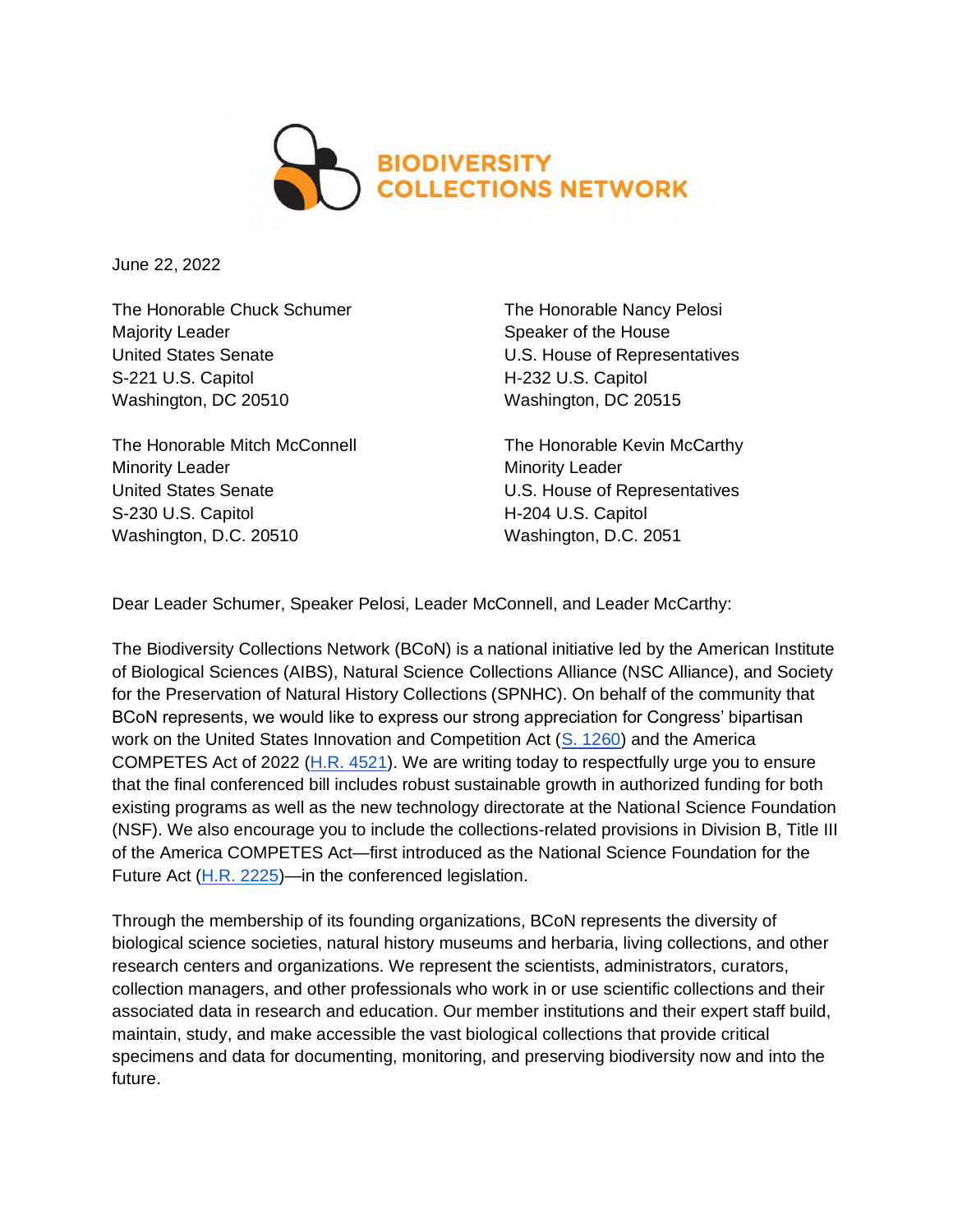BIODIVERSITY COLLECTIONS NETWORK

June 22, 2022

The Honorable Chuck Schumer
Majority Leader
United States Senate
S-221 U.S. Capitol
Washington, DC 20510

The Honorable Nancy Pelosi
Speaker of the House
U.S. House of Representatives
H-232 U.S. Capitol
Washington, DC 20515

The Honorable Mitch McConnell
Minority Leader
United States Senate
S-230 U.S. Capitol
Washington, D.C. 20510

The Honorable Kevin McCarthy
Minority Leader
U.S. House of Representatives
H-204 U.S. Capitol
Washington, D.C. 2051

Dear Leader Schumer, Speaker Pelosi, Leader McConnell, and Leader McCarthy:

The Biodiversity Collections Network (BCoN) is a national initiative led by the American Institute of Biological Sciences (AIBS), Natural Science Collections Alliance (NSC Alliance), and Society for the Preservation of Natural History Collections (SPNHC). On behalf of the community that BCoN represents, we would like to express our strong appreciation for Congress' bipartisan work on the United States Innovation and Competition Act (S. 1260) and the America COMPETES Act of 2022 (H.R. 4521). We are writing today to respectfully urge you to ensure that the final conferenced bill includes robust sustainable growth in authorized funding for both existing programs as well as the new technology directorate at the National Science Foundation (NSF). We also encourage you to include the collections-related provisions in Division B, Title III of the America COMPETES Act—first introduced as the National Science Foundation for the Future Act (H.R. 2225)—in the conferenced legislation.

Through the membership of its founding organizations, BCoN represents the diversity of biological science societies, natural history museums and herbaria, living collections, and other research centers and organizations. We represent the scientists, administrators, curators, collection managers, and other professionals who work in or use scientific collections and their associated data in research and education. Our member institutions and their expert staff build, maintain, study, and make accessible the vast biological collections that provide critical specimens and data for documenting, monitoring, and preserving biodiversity now and into the future.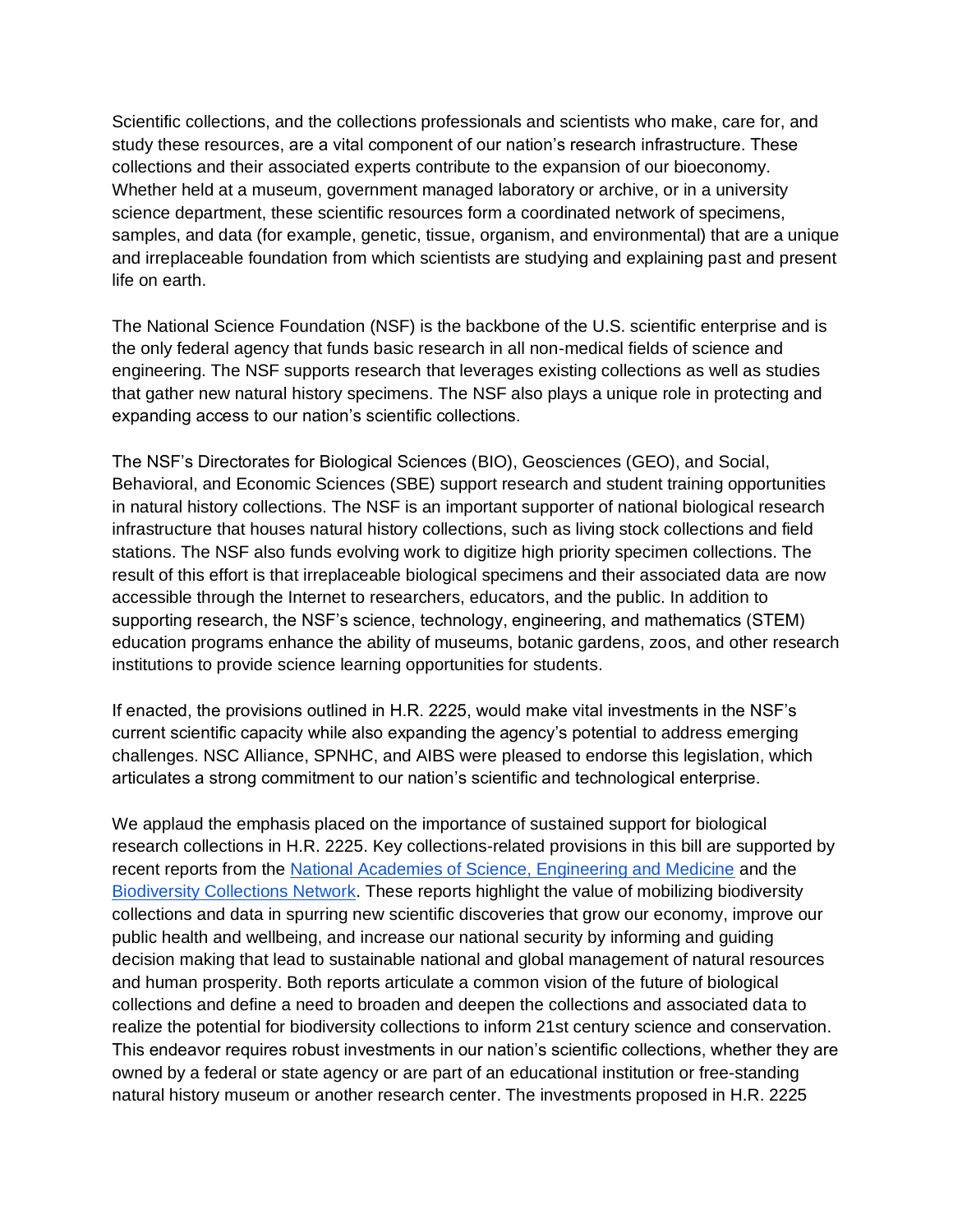Scientific collections, and the collections professionals and scientists who make, care for, and study these resources, are a vital component of our nation's research infrastructure. These collections and their associated experts contribute to the expansion of our bioeconomy. Whether held at a museum, government managed laboratory or archive, or in a university science department, these scientific resources form a coordinated network of specimens, samples, and data (for example, genetic, tissue, organism, and environmental) that are a unique and irreplaceable foundation from which scientists are studying and explaining past and present life on earth.

The National Science Foundation (NSF) is the backbone of the U.S. scientific enterprise and is the only federal agency that funds basic research in all non-medical fields of science and engineering. The NSF supports research that leverages existing collections as well as studies that gather new natural history specimens. The NSF also plays a unique role in protecting and expanding access to our nation's scientific collections.

The NSF's Directorates for Biological Sciences (BIO), Geosciences (GEO), and Social, Behavioral, and Economic Sciences (SBE) support research and student training opportunities in natural history collections. The NSF is an important supporter of national biological research infrastructure that houses natural history collections, such as living stock collections and field stations. The NSF also funds evolving work to digitize high priority specimen collections. The result of this effort is that irreplaceable biological specimens and their associated data are now accessible through the Internet to researchers, educators, and the public. In addition to supporting research, the NSF's science, technology, engineering, and mathematics (STEM) education programs enhance the ability of museums, botanic gardens, zoos, and other research institutions to provide science learning opportunities for students.

If enacted, the provisions outlined in H.R. 2225, would make vital investments in the NSF's current scientific capacity while also expanding the agency's potential to address emerging challenges. NSC Alliance, SPNHC, and AIBS were pleased to endorse this legislation, which articulates a strong commitment to our nation's scientific and technological enterprise.

We applaud the emphasis placed on the importance of sustained support for biological research collections in H.R. 2225. Key collections-related provisions in this bill are supported by recent reports from the National Academies of Science, Engineering and Medicine and the Biodiversity Collections Network. These reports highlight the value of mobilizing biodiversity collections and data in spurring new scientific discoveries that grow our economy, improve our public health and wellbeing, and increase our national security by informing and guiding decision making that lead to sustainable national and global management of natural resources and human prosperity. Both reports articulate a common vision of the future of biological collections and define a need to broaden and deepen the collections and associated data to realize the potential for biodiversity collections to inform 21st century science and conservation. This endeavor requires robust investments in our nation's scientific collections, whether they are owned by a federal or state agency or are part of an educational institution or free-standing natural history museum or another research center. The investments proposed in H.R. 2225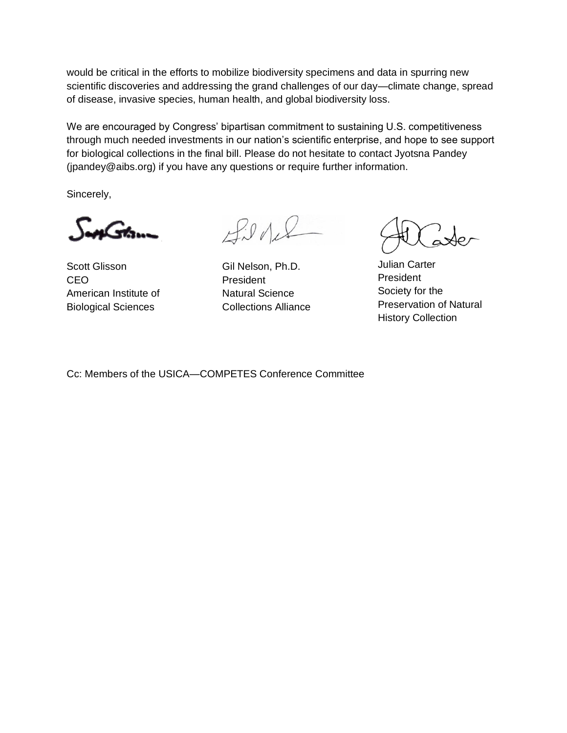would be critical in the efforts to mobilize biodiversity specimens and data in spurring new scientific discoveries and addressing the grand challenges of our day—climate change, spread of disease, invasive species, human health, and global biodiversity loss.

We are encouraged by Congress' bipartisan commitment to sustaining U.S. competitiveness through much needed investments in our nation's scientific enterprise, and hope to see support for biological collections in the final bill. Please do not hesitate to contact Jyotsna Pandey (jpandey@aibs.org) if you have any questions or require further information.

Sincerely,

Scott Glisson
CEO
American Institute of Biological Sciences

Gil Nelson, Ph.D.
President
Natural Science Collections Alliance

Julian Carter
President
Society for the Preservation of Natural History Collection

Cc: Members of the USICA—COMPETES Conference Committee